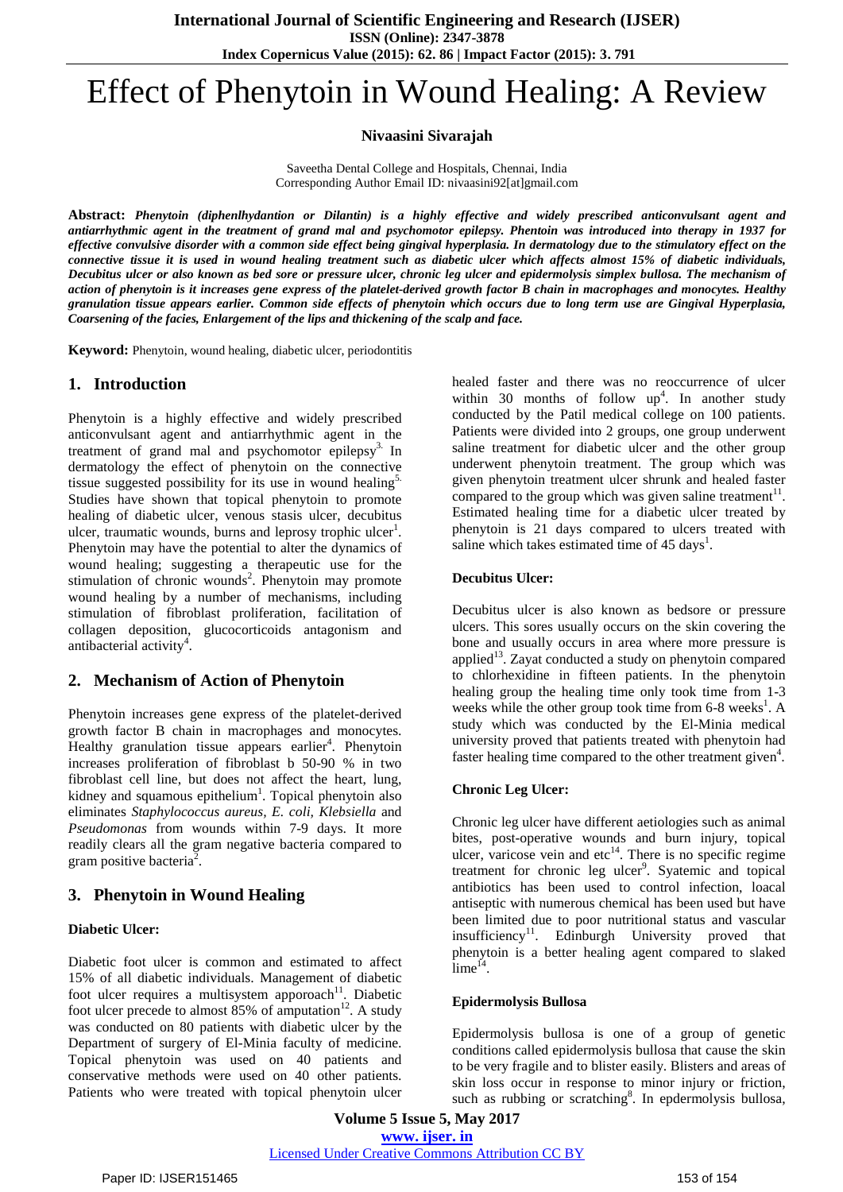# Effect of Phenytoin in Wound Healing: A Review

**Nivaasini Sivarajah**

Saveetha Dental College and Hospitals, Chennai, India
Corresponding Author Email ID: nivaasini92[at]gmail.com

**Abstract:** ***Phenytoin (diphenlhydantion or Dilantin) is a highly effective and widely prescribed anticonvulsant agent and antiarrhythmic agent in the treatment of grand mal and psychomotor epilepsy. Phentoin was introduced into therapy in 1937 for effective convulsive disorder with a common side effect being gingival hyperplasia. In dermatology due to the stimulatory effect on the connective tissue it is used in wound healing treatment such as diabetic ulcer which affects almost 15% of diabetic individuals, Decubitus ulcer or also known as bed sore or pressure ulcer, chronic leg ulcer and epidermolysis simplex bullosa. The mechanism of action of phenytoin is it increases gene express of the platelet-derived growth factor B chain in macrophages and monocytes. Healthy granulation tissue appears earlier. Common side effects of phenytoin which occurs due to long term use are Gingival Hyperplasia, Coarsening of the facies, Enlargement of the lips and thickening of the scalp and face.***

**Keyword:** Phenytoin, wound healing, diabetic ulcer, periodontitis

## 1. Introduction

Phenytoin is a highly effective and widely prescribed anticonvulsant agent and antiarrhythmic agent in the treatment of grand mal and psychomotor epilepsy[3.] In dermatology the effect of phenytoin on the connective tissue suggested possibility for its use in wound healing[5.] Studies have shown that topical phenytoin to promote healing of diabetic ulcer, venous stasis ulcer, decubitus ulcer, traumatic wounds, burns and leprosy trophic ulcer[1]. Phenytoin may have the potential to alter the dynamics of wound healing; suggesting a therapeutic use for the stimulation of chronic wounds[2]. Phenytoin may promote wound healing by a number of mechanisms, including stimulation of fibroblast proliferation, facilitation of collagen deposition, glucocorticoids antagonism and antibacterial activity[4].

## 2. Mechanism of Action of Phenytoin

Phenytoin increases gene express of the platelet-derived growth factor B chain in macrophages and monocytes. Healthy granulation tissue appears earlier[4]. Phenytoin increases proliferation of fibroblast b 50-90 % in two fibroblast cell line, but does not affect the heart, lung, kidney and squamous epithelium[1]. Topical phenytoin also eliminates *Staphylococcus aureus, E. coli, Klebsiella* and *Pseudomonas* from wounds within 7-9 days. It more readily clears all the gram negative bacteria compared to gram positive bacteria[2].

## 3. Phenytoin in Wound Healing

### Diabetic Ulcer:

Diabetic foot ulcer is common and estimated to affect 15% of all diabetic individuals. Management of diabetic foot ulcer requires a multisystem apporoach[11]. Diabetic foot ulcer precede to almost 85% of amputation[12]. A study was conducted on 80 patients with diabetic ulcer by the Department of surgery of El-Minia faculty of medicine. Topical phenytoin was used on 40 patients and conservative methods were used on 40 other patients. Patients who were treated with topical phenytoin ulcer healed faster and there was no reoccurrence of ulcer within 30 months of follow up[4]. In another study conducted by the Patil medical college on 100 patients. Patients were divided into 2 groups, one group underwent saline treatment for diabetic ulcer and the other group underwent phenytoin treatment. The group which was given phenytoin treatment ulcer shrunk and healed faster compared to the group which was given saline treatment[11]. Estimated healing time for a diabetic ulcer treated by phenytoin is 21 days compared to ulcers treated with saline which takes estimated time of 45 days[1].

### Decubitus Ulcer:

Decubitus ulcer is also known as bedsore or pressure ulcers. This sores usually occurs on the skin covering the bone and usually occurs in area where more pressure is applied[13]. Zayat conducted a study on phenytoin compared to chlorhexidine in fifteen patients. In the phenytoin healing group the healing time only took time from 1-3 weeks while the other group took time from 6-8 weeks[1]. A study which was conducted by the El-Minia medical university proved that patients treated with phenytoin had faster healing time compared to the other treatment given[4].

### Chronic Leg Ulcer:

Chronic leg ulcer have different aetiologies such as animal bites, post-operative wounds and burn injury, topical ulcer, varicose vein and etc[14]. There is no specific regime treatment for chronic leg ulcer[9]. Syatemic and topical antibiotics has been used to control infection, loacal antiseptic with numerous chemical has been used but have been limited due to poor nutritional status and vascular insufficiency[11]. Edinburgh University proved that phenytoin is a better healing agent compared to slaked lime[14].

### Epidermolysis Bullosa

Epidermolysis bullosa is one of a group of genetic conditions called epidermolysis bullosa that cause the skin to be very fragile and to blister easily. Blisters and areas of skin loss occur in response to minor injury or friction, such as rubbing or scratching[8]. In epdermolysis bullosa,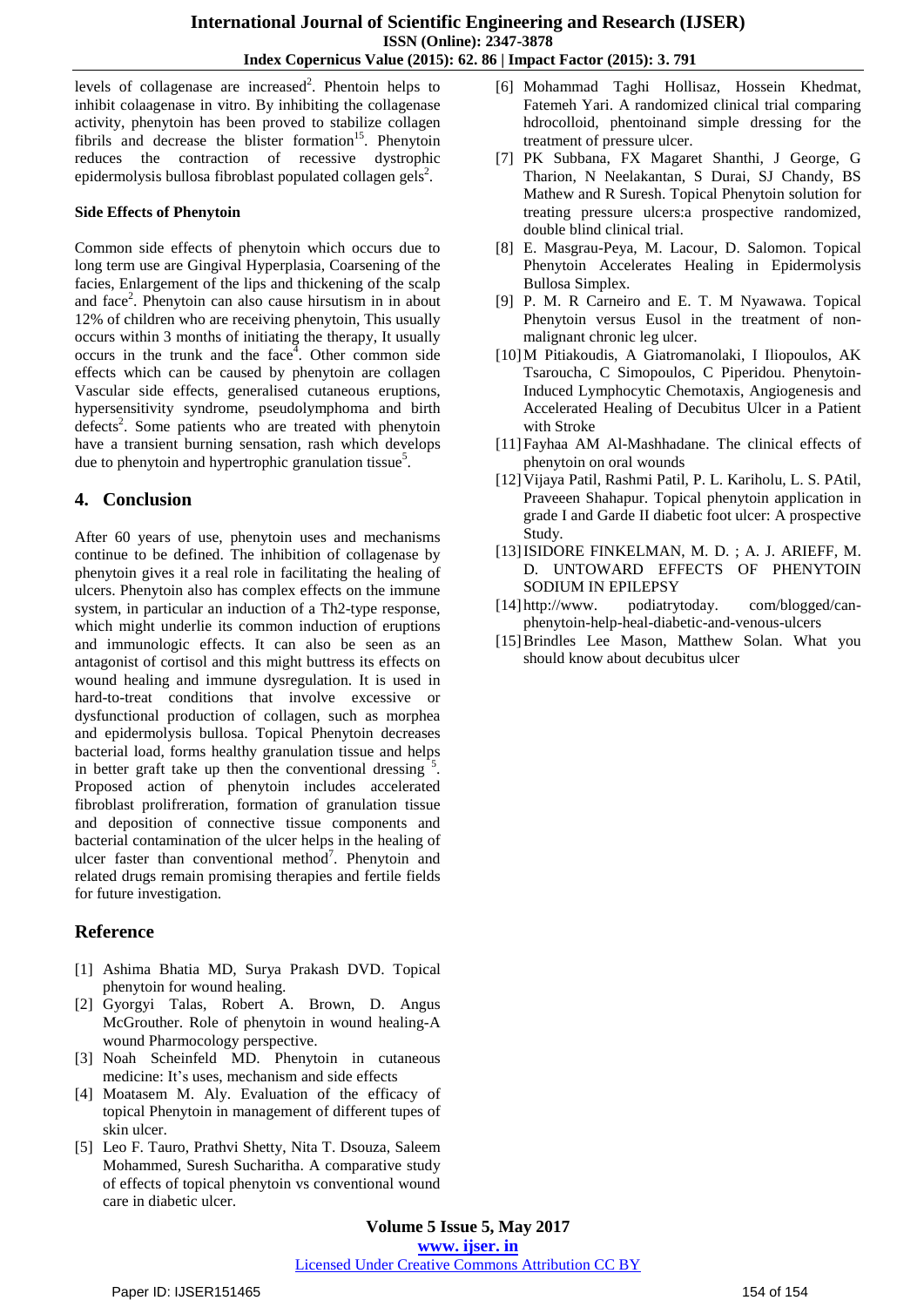levels of collagenase are increased[2]. Phentoin helps to inhibit colaagenase in vitro. By inhibiting the collagenase activity, phenytoin has been proved to stabilize collagen fibrils and decrease the blister formation[15]. Phenytoin reduces the contraction of recessive dystrophic epidermolysis bullosa fibroblast populated collagen gels[2].

**Side Effects of Phenytoin**

Common side effects of phenytoin which occurs due to long term use are Gingival Hyperplasia, Coarsening of the facies, Enlargement of the lips and thickening of the scalp and face[2]. Phenytoin can also cause hirsutism in in about 12% of children who are receiving phenytoin, This usually occurs within 3 months of initiating the therapy, It usually occurs in the trunk and the face[4]. Other common side effects which can be caused by phenytoin are collagen Vascular side effects, generalised cutaneous eruptions, hypersensitivity syndrome, pseudolymphoma and birth defects[2]. Some patients who are treated with phenytoin have a transient burning sensation, rash which develops due to phenytoin and hypertrophic granulation tissue[5].

## 4. Conclusion

After 60 years of use, phenytoin uses and mechanisms continue to be defined. The inhibition of collagenase by phenytoin gives it a real role in facilitating the healing of ulcers. Phenytoin also has complex effects on the immune system, in particular an induction of a Th2-type response, which might underlie its common induction of eruptions and immunologic effects. It can also be seen as an antagonist of cortisol and this might buttress its effects on wound healing and immune dysregulation. It is used in hard-to-treat conditions that involve excessive or dysfunctional production of collagen, such as morphea and epidermolysis bullosa. Topical Phenytoin decreases bacterial load, forms healthy granulation tissue and helps in better graft take up then the conventional dressing [5]. Proposed action of phenytoin includes accelerated fibroblast prolifreration, formation of granulation tissue and deposition of connective tissue components and bacterial contamination of the ulcer helps in the healing of ulcer faster than conventional method[7]. Phenytoin and related drugs remain promising therapies and fertile fields for future investigation.

## Reference

[1] Ashima Bhatia MD, Surya Prakash DVD. Topical phenytoin for wound healing.

[2] Gyorgyi Talas, Robert A. Brown, D. Angus McGrouther. Role of phenytoin in wound healing-A wound Pharmocology perspective.

[3] Noah Scheinfeld MD. Phenytoin in cutaneous medicine: It's uses, mechanism and side effects

[4] Moatasem M. Aly. Evaluation of the efficacy of topical Phenytoin in management of different tupes of skin ulcer.

[5] Leo F. Tauro, Prathvi Shetty, Nita T. Dsouza, Saleem Mohammed, Suresh Sucharitha. A comparative study of effects of topical phenytoin vs conventional wound care in diabetic ulcer.

[6] Mohammad Taghi Hollisaz, Hossein Khedmat, Fatemeh Yari. A randomized clinical trial comparing hdrocolloid, phentoinand simple dressing for the treatment of pressure ulcer.

[7] PK Subbana, FX Magaret Shanthi, J George, G Tharion, N Neelakantan, S Durai, SJ Chandy, BS Mathew and R Suresh. Topical Phenytoin solution for treating pressure ulcers:a prospective randomized, double blind clinical trial.

[8] E. Masgrau-Peya, M. Lacour, D. Salomon. Topical Phenytoin Accelerates Healing in Epidermolysis Bullosa Simplex.

[9] P. M. R Carneiro and E. T. M Nyawawa. Topical Phenytoin versus Eusol in the treatment of non-malignant chronic leg ulcer.

[10] M Pitiakoudis, A Giatromanolaki, I Iliopoulos, AK Tsaroucha, C Simopoulos, C Piperidou. Phenytoin-Induced Lymphocytic Chemotaxis, Angiogenesis and Accelerated Healing of Decubitus Ulcer in a Patient with Stroke

[11] Fayhaa AM Al-Mashhadane. The clinical effects of phenytoin on oral wounds

[12] Vijaya Patil, Rashmi Patil, P. L. Kariholu, L. S. PAtil, Praveeen Shahapur. Topical phenytoin application in grade I and Garde II diabetic foot ulcer: A prospective Study.

[13] ISIDORE FINKELMAN, M. D. ; A. J. ARIEFF, M. D. UNTOWARD EFFECTS OF PHENYTOIN SODIUM IN EPILEPSY

[14] http://www. podiatrytoday. com/blogged/can-phenytoin-help-heal-diabetic-and-venous-ulcers

[15] Brindles Lee Mason, Matthew Solan. What you should know about decubitus ulcer